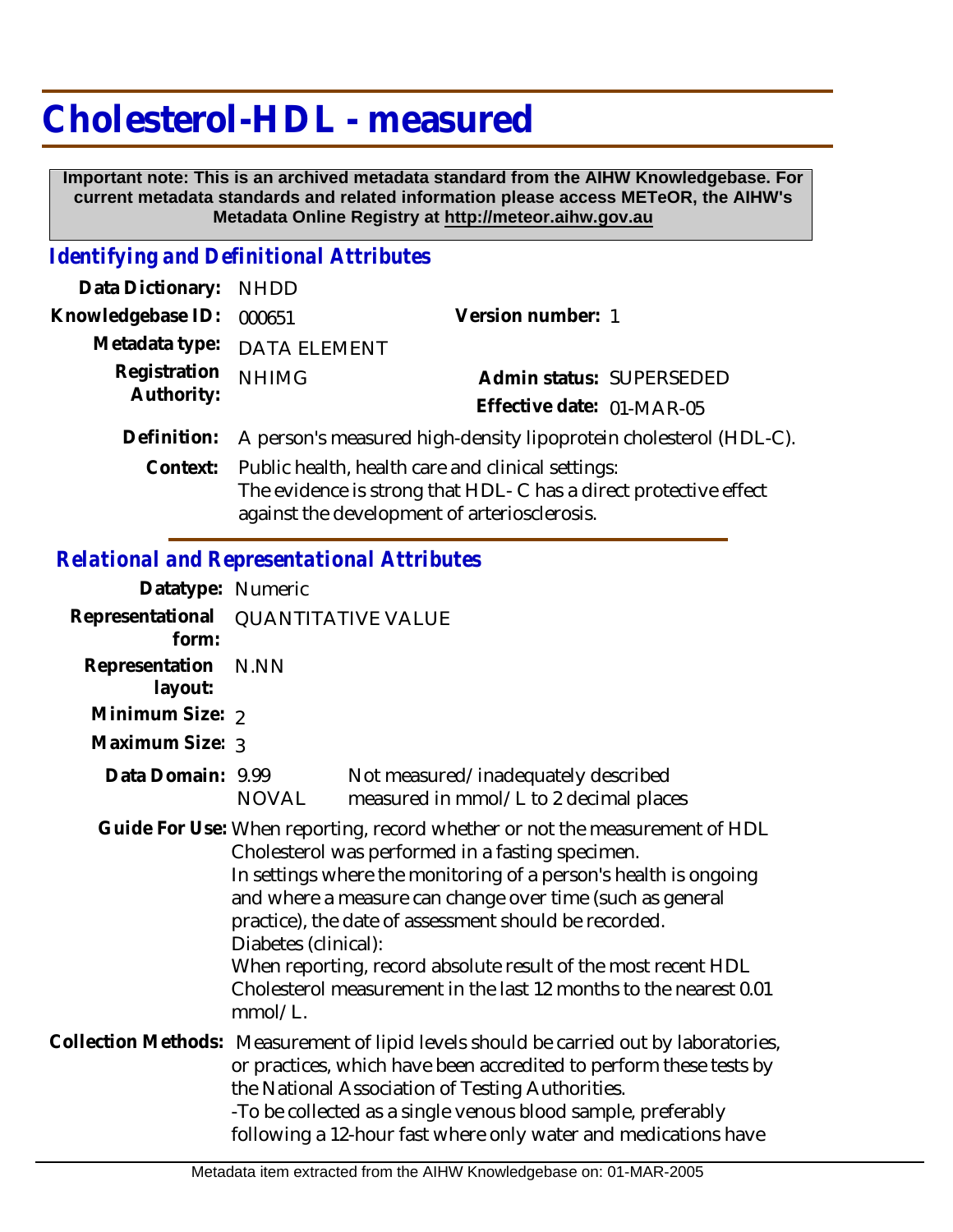# Cholesterol-HDL - measured

**Important note: This is an archived metadata standard from the AIHW Knowledgebase. For current metadata standards and related information please access METeOR, the AIHW's Metadata Online Registry at http://meteor.aihw.gov.au**

## *Identifying and Definitional Attributes*

**Data Dictionary:** NHDD

**Knowledgebase ID:** 000651

**Version number:** 1

**Metadata type:** DATA ELEMENT

**Registration Authority:** NHIMG

**Admin status:** SUPERSEDED

**Effective date:** 01-MAR-05

**Definition:** A person's measured high-density lipoprotein cholesterol (HDL-C).

**Context:** Public health, health care and clinical settings:
The evidence is strong that HDL- C has a direct protective effect against the development of arteriosclerosis.

## *Relational and Representational Attributes*

**Datatype:** Numeric

**Representational form:** QUANTITATIVE VALUE

**Representation layout:** N.NN

**Minimum Size:** 2

**Maximum Size:** 3

**Data Domain:**

| | |
|---|---|
| 9.99 | Not measured/inadequately described |
| NOVAL | measured in mmol/L to 2 decimal places |

**Guide For Use:** When reporting, record whether or not the measurement of HDL Cholesterol was performed in a fasting specimen.
In settings where the monitoring of a person's health is ongoing and where a measure can change over time (such as general practice), the date of assessment should be recorded.
Diabetes (clinical):
When reporting, record absolute result of the most recent HDL Cholesterol measurement in the last 12 months to the nearest 0.01 mmol/L.

**Collection Methods:** Measurement of lipid levels should be carried out by laboratories, or practices, which have been accredited to perform these tests by the National Association of Testing Authorities.
-To be collected as a single venous blood sample, preferably following a 12-hour fast where only water and medications have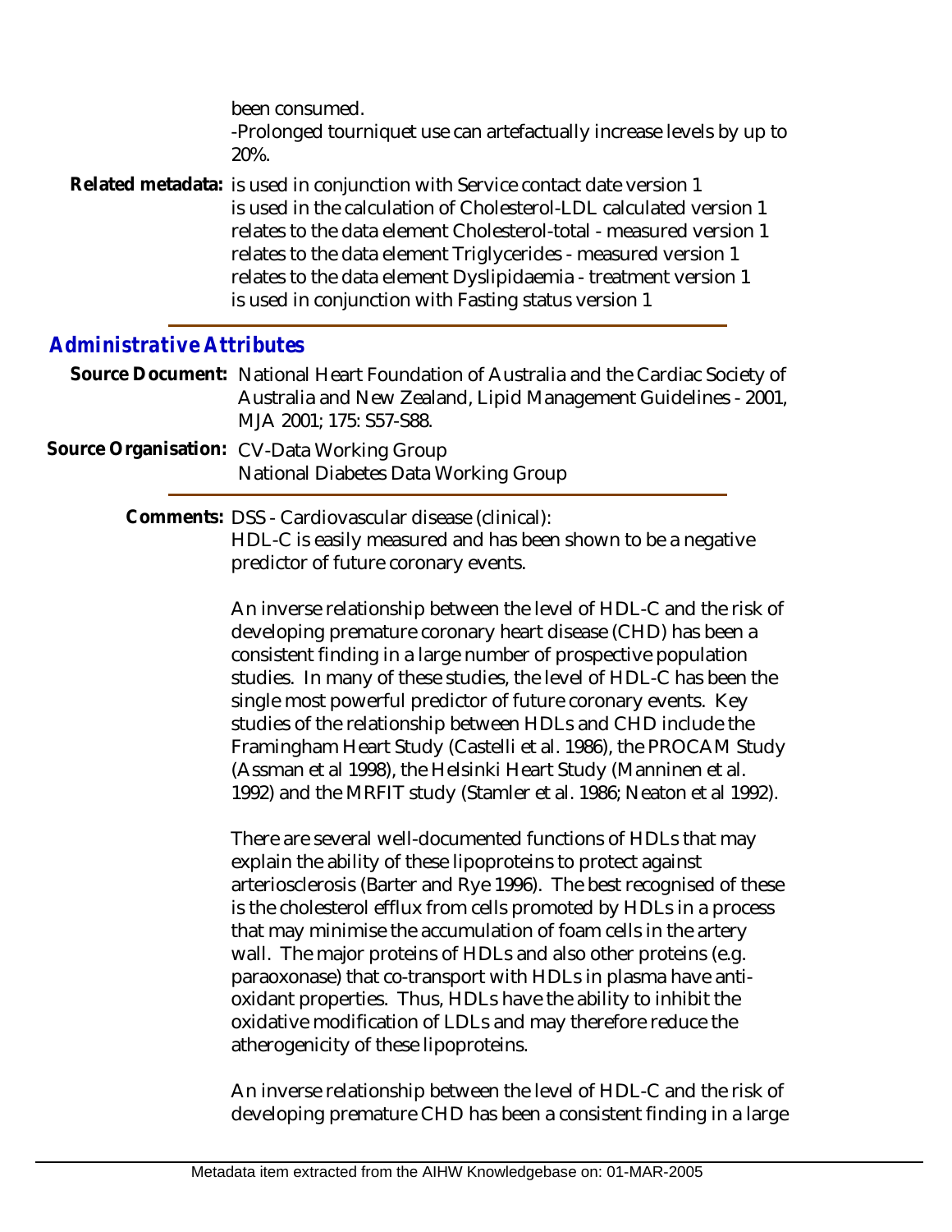been consumed.

-Prolonged tourniquet use can artefactually increase levels by up to 20%.

**Related metadata:** is used in conjunction with Service contact date version 1
is used in the calculation of Cholesterol-LDL calculated version 1
relates to the data element Cholesterol-total - measured version 1
relates to the data element Triglycerides - measured version 1
relates to the data element Dyslipidaemia - treatment version 1
is used in conjunction with Fasting status version 1

## *Administrative Attributes*

**Source Document:** National Heart Foundation of Australia and the Cardiac Society of Australia and New Zealand, Lipid Management Guidelines - 2001, MJA 2001; 175: S57-S88.

**Source Organisation:** CV-Data Working Group
National Diabetes Data Working Group

**Comments:** DSS - Cardiovascular disease (clinical):
HDL-C is easily measured and has been shown to be a negative predictor of future coronary events.

An inverse relationship between the level of HDL-C and the risk of developing premature coronary heart disease (CHD) has been a consistent finding in a large number of prospective population studies. In many of these studies, the level of HDL-C has been the single most powerful predictor of future coronary events. Key studies of the relationship between HDLs and CHD include the Framingham Heart Study (Castelli et al. 1986), the PROCAM Study (Assman et al 1998), the Helsinki Heart Study (Manninen et al. 1992) and the MRFIT study (Stamler et al. 1986; Neaton et al 1992).

There are several well-documented functions of HDLs that may explain the ability of these lipoproteins to protect against arteriosclerosis (Barter and Rye 1996). The best recognised of these is the cholesterol efflux from cells promoted by HDLs in a process that may minimise the accumulation of foam cells in the artery wall. The major proteins of HDLs and also other proteins (e.g. paraoxonase) that co-transport with HDLs in plasma have anti-oxidant properties. Thus, HDLs have the ability to inhibit the oxidative modification of LDLs and may therefore reduce the atherogenicity of these lipoproteins.

An inverse relationship between the level of HDL-C and the risk of developing premature CHD has been a consistent finding in a large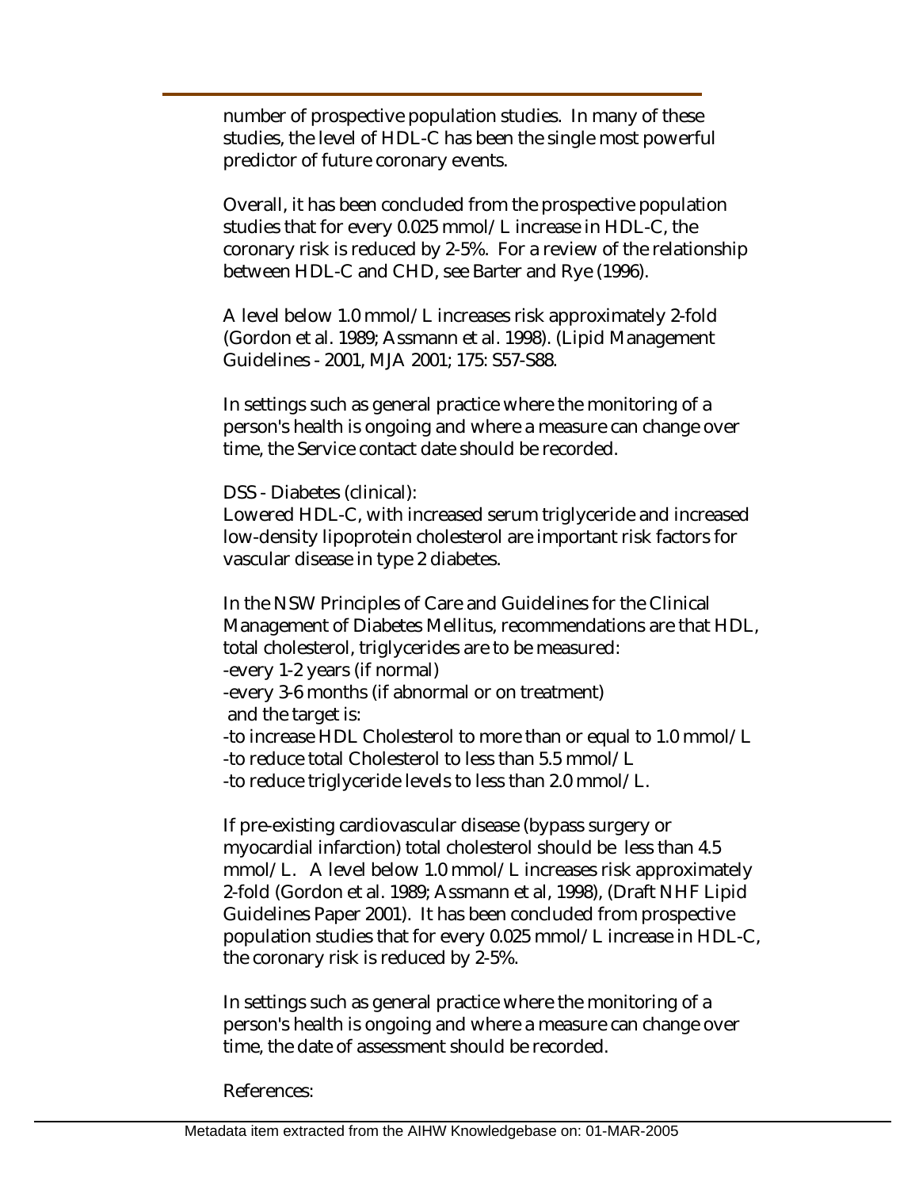number of prospective population studies. In many of these studies, the level of HDL-C has been the single most powerful predictor of future coronary events.

Overall, it has been concluded from the prospective population studies that for every 0.025 mmol/L increase in HDL-C, the coronary risk is reduced by 2-5%. For a review of the relationship between HDL-C and CHD, see Barter and Rye (1996).

A level below 1.0 mmol/L increases risk approximately 2-fold (Gordon et al. 1989; Assmann et al. 1998). (Lipid Management Guidelines - 2001, MJA 2001; 175: S57-S88.

In settings such as general practice where the monitoring of a person's health is ongoing and where a measure can change over time, the Service contact date should be recorded.

DSS - Diabetes (clinical):
Lowered HDL-C, with increased serum triglyceride and increased low-density lipoprotein cholesterol are important risk factors for vascular disease in type 2 diabetes.

In the NSW Principles of Care and Guidelines for the Clinical Management of Diabetes Mellitus, recommendations are that HDL, total cholesterol, triglycerides are to be measured:
-every 1-2 years (if normal)
-every 3-6 months (if abnormal or on treatment)
and the target is:
-to increase HDL Cholesterol to more than or equal to 1.0 mmol/L
-to reduce total Cholesterol to less than 5.5 mmol/L
-to reduce triglyceride levels to less than 2.0 mmol/L.

If pre-existing cardiovascular disease (bypass surgery or myocardial infarction) total cholesterol should be less than 4.5 mmol/L. A level below 1.0 mmol/L increases risk approximately 2-fold (Gordon et al. 1989; Assmann et al, 1998), (Draft NHF Lipid Guidelines Paper 2001). It has been concluded from prospective population studies that for every 0.025 mmol/L increase in HDL-C, the coronary risk is reduced by 2-5%.

In settings such as general practice where the monitoring of a person's health is ongoing and where a measure can change over time, the date of assessment should be recorded.

References: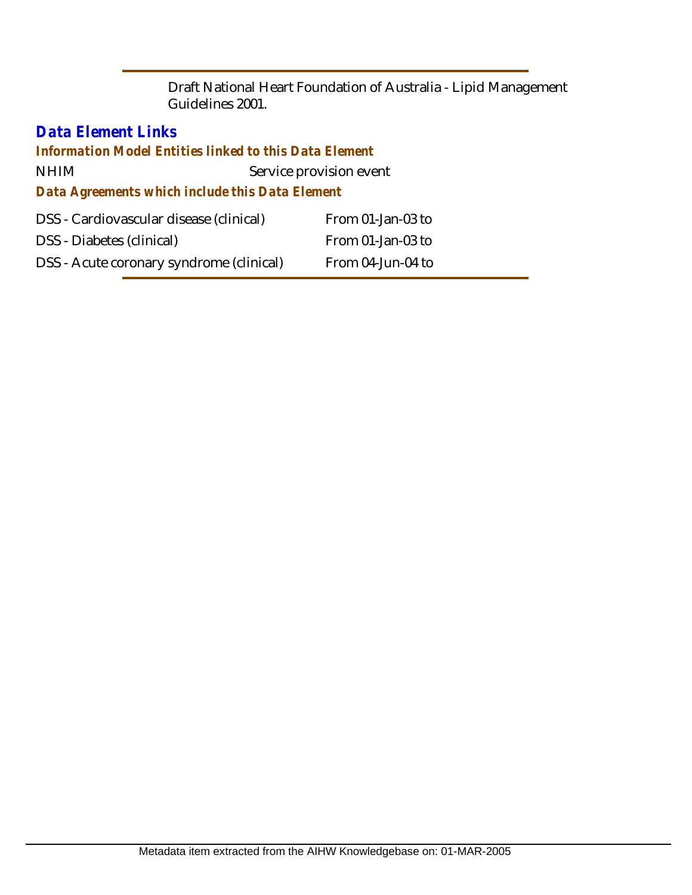Draft National Heart Foundation of Australia - Lipid Management Guidelines 2001.

## Data Element Links

### Information Model Entities linked to this Data Element

| | |
|---|---|
| NHIM | Service provision event |

### Data Agreements which include this Data Element

| | |
|---|---|
| DSS - Cardiovascular disease (clinical) | From 01-Jan-03 to |
| DSS - Diabetes (clinical) | From 01-Jan-03 to |
| DSS - Acute coronary syndrome (clinical) | From 04-Jun-04 to |

Metadata item extracted from the AIHW Knowledgebase on: 01-MAR-2005